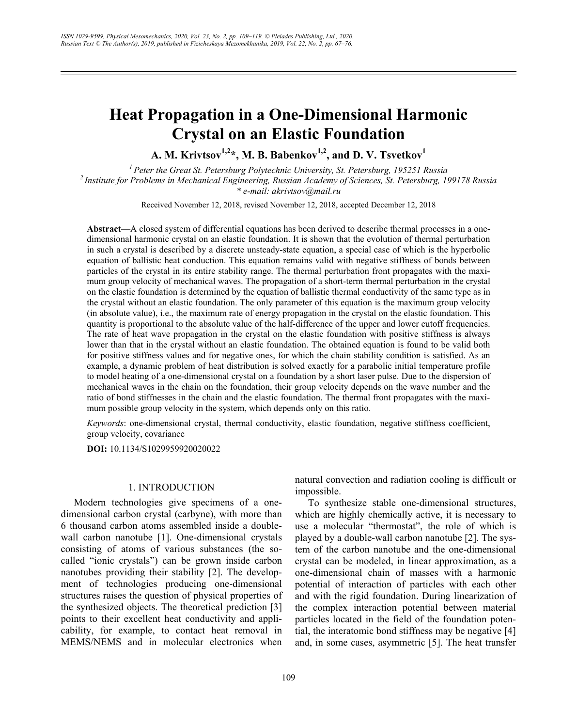# Heat Propagation in a One-Dimensional Harmonic Crystal on an Elastic Foundation

**A. M. Krivtsov[1,2]*, M. B. Babenkov[1,2], and D. V. Tsvetkov[1]**

[1] Peter the Great St. Petersburg Polytechnic University, St. Petersburg, 195251 Russia
[2] Institute for Problems in Mechanical Engineering, Russian Academy of Sciences, St. Petersburg, 199178 Russia
* e-mail: akrivtsov@mail.ru

Received November 12, 2018, revised November 12, 2018, accepted December 12, 2018

**Abstract**—A closed system of differential equations has been derived to describe thermal processes in a one-dimensional harmonic crystal on an elastic foundation. It is shown that the evolution of thermal perturbation in such a crystal is described by a discrete unsteady-state equation, a special case of which is the hyperbolic equation of ballistic heat conduction. This equation remains valid with negative stiffness of bonds between particles of the crystal in its entire stability range. The thermal perturbation front propagates with the maximum group velocity of mechanical waves. The propagation of a short-term thermal perturbation in the crystal on the elastic foundation is determined by the equation of ballistic thermal conductivity of the same type as in the crystal without an elastic foundation. The only parameter of this equation is the maximum group velocity (in absolute value), i.e., the maximum rate of energy propagation in the crystal on the elastic foundation. This quantity is proportional to the absolute value of the half-difference of the upper and lower cutoff frequencies. The rate of heat wave propagation in the crystal on the elastic foundation with positive stiffness is always lower than that in the crystal without an elastic foundation. The obtained equation is found to be valid both for positive stiffness values and for negative ones, for which the chain stability condition is satisfied. As an example, a dynamic problem of heat distribution is solved exactly for a parabolic initial temperature profile to model heating of a one-dimensional crystal on a foundation by a short laser pulse. Due to the dispersion of mechanical waves in the chain on the foundation, their group velocity depends on the wave number and the ratio of bond stiffnesses in the chain and the elastic foundation. The thermal front propagates with the maximum possible group velocity in the system, which depends only on this ratio.

*Keywords*: one-dimensional crystal, thermal conductivity, elastic foundation, negative stiffness coefficient, group velocity, covariance

**DOI:** 10.1134/S1029959920020022

## 1. INTRODUCTION

Modern technologies give specimens of a one-dimensional carbon crystal (carbyne), with more than 6 thousand carbon atoms assembled inside a double-wall carbon nanotube [1]. One-dimensional crystals consisting of atoms of various substances (the so-called "ionic crystals") can be grown inside carbon nanotubes providing their stability [2]. The development of technologies producing one-dimensional structures raises the question of physical properties of the synthesized objects. The theoretical prediction [3] points to their excellent heat conductivity and applicability, for example, to contact heat removal in MEMS/NEMS and in molecular electronics when natural convection and radiation cooling is difficult or impossible.

To synthesize stable one-dimensional structures, which are highly chemically active, it is necessary to use a molecular "thermostat", the role of which is played by a double-wall carbon nanotube [2]. The system of the carbon nanotube and the one-dimensional crystal can be modeled, in linear approximation, as a one-dimensional chain of masses with a harmonic potential of interaction of particles with each other and with the rigid foundation. During linearization of the complex interaction potential between material particles located in the field of the foundation potential, the interatomic bond stiffness may be negative [4] and, in some cases, asymmetric [5]. The heat transfer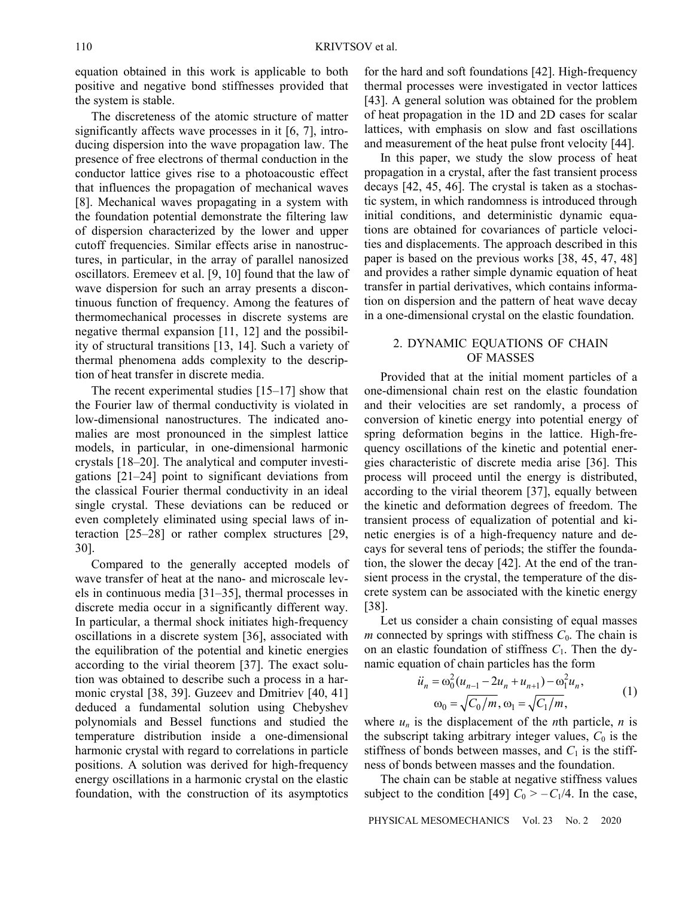equation obtained in this work is applicable to both positive and negative bond stiffnesses provided that the system is stable.

The discreteness of the atomic structure of matter significantly affects wave processes in it [6, 7], introducing dispersion into the wave propagation law. The presence of free electrons of thermal conduction in the conductor lattice gives rise to a photoacoustic effect that influences the propagation of mechanical waves [8]. Mechanical waves propagating in a system with the foundation potential demonstrate the filtering law of dispersion characterized by the lower and upper cutoff frequencies. Similar effects arise in nanostructures, in particular, in the array of parallel nanosized oscillators. Eremeev et al. [9, 10] found that the law of wave dispersion for such an array presents a discontinuous function of frequency. Among the features of thermomechanical processes in discrete systems are negative thermal expansion [11, 12] and the possibility of structural transitions [13, 14]. Such a variety of thermal phenomena adds complexity to the description of heat transfer in discrete media.

The recent experimental studies [15–17] show that the Fourier law of thermal conductivity is violated in low-dimensional nanostructures. The indicated anomalies are most pronounced in the simplest lattice models, in particular, in one-dimensional harmonic crystals [18–20]. The analytical and computer investigations [21–24] point to significant deviations from the classical Fourier thermal conductivity in an ideal single crystal. These deviations can be reduced or even completely eliminated using special laws of interaction [25–28] or rather complex structures [29, 30].

Compared to the generally accepted models of wave transfer of heat at the nano- and microscale levels in continuous media [31–35], thermal processes in discrete media occur in a significantly different way. In particular, a thermal shock initiates high-frequency oscillations in a discrete system [36], associated with the equilibration of the potential and kinetic energies according to the virial theorem [37]. The exact solution was obtained to describe such a process in a harmonic crystal [38, 39]. Guzeev and Dmitriev [40, 41] deduced a fundamental solution using Chebyshev polynomials and Bessel functions and studied the temperature distribution inside a one-dimensional harmonic crystal with regard to correlations in particle positions. A solution was derived for high-frequency energy oscillations in a harmonic crystal on the elastic foundation, with the construction of its asymptotics for the hard and soft foundations [42]. High-frequency thermal processes were investigated in vector lattices [43]. A general solution was obtained for the problem of heat propagation in the 1D and 2D cases for scalar lattices, with emphasis on slow and fast oscillations and measurement of the heat pulse front velocity [44].

In this paper, we study the slow process of heat propagation in a crystal, after the fast transient process decays [42, 45, 46]. The crystal is taken as a stochastic system, in which randomness is introduced through initial conditions, and deterministic dynamic equations are obtained for covariances of particle velocities and displacements. The approach described in this paper is based on the previous works [38, 45, 47, 48] and provides a rather simple dynamic equation of heat transfer in partial derivatives, which contains information on dispersion and the pattern of heat wave decay in a one-dimensional crystal on the elastic foundation.

## 2. DYNAMIC EQUATIONS OF CHAIN OF MASSES

Provided that at the initial moment particles of a one-dimensional chain rest on the elastic foundation and their velocities are set randomly, a process of conversion of kinetic energy into potential energy of spring deformation begins in the lattice. High-frequency oscillations of the kinetic and potential energies characteristic of discrete media arise [36]. This process will proceed until the energy is distributed, according to the virial theorem [37], equally between the kinetic and deformation degrees of freedom. The transient process of equalization of potential and kinetic energies is of a high-frequency nature and decays for several tens of periods; the stiffer the foundation, the slower the decay [42]. At the end of the transient process in the crystal, the temperature of the discrete system can be associated with the kinetic energy [38].

Let us consider a chain consisting of equal masses $m$ connected by springs with stiffness $C_0$. The chain is on an elastic foundation of stiffness $C_1$. Then the dynamic equation of chain particles has the form

$$\ddot{u}_n = \omega_0^2(u_{n-1} - 2u_n + u_{n+1}) - \omega_1^2 u_n,$$
$$\omega_0 = \sqrt{C_0/m}, \omega_1 = \sqrt{C_1/m}, \tag{1}$$

where $u_n$ is the displacement of the $n$th particle, $n$ is the subscript taking arbitrary integer values, $C_0$ is the stiffness of bonds between masses, and $C_1$ is the stiffness of bonds between masses and the foundation.

The chain can be stable at negative stiffness values subject to the condition [49] $C_0 > -C_1/4$. In the case,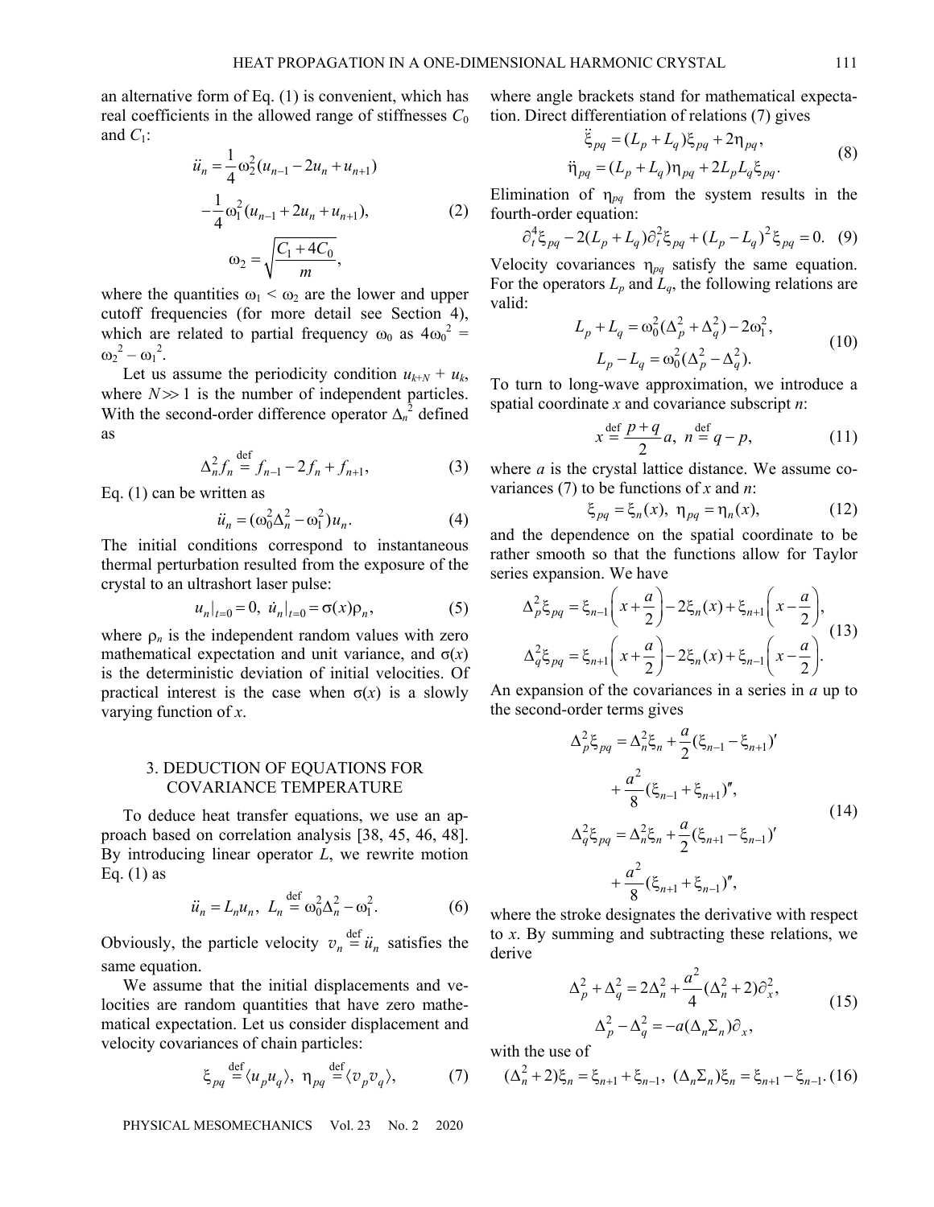an alternative form of Eq. (1) is convenient, which has real coefficients in the allowed range of stiffnesses $C_0$ and $C_1$:

$$\ddot{u}_n = \frac{1}{4}\omega_2^2(u_{n-1} - 2u_n + u_{n+1}) - \frac{1}{4}\omega_1^2(u_{n-1} + 2u_n + u_{n+1}), \quad (2)$$

$$\omega_2 = \sqrt{\frac{C_1 + 4C_0}{m}},$$

where the quantities $\omega_1 < \omega_2$ are the lower and upper cutoff frequencies (for more detail see Section 4), which are related to partial frequency $\omega_0$ as $4\omega_0^2 = \omega_2^2 - \omega_1^2$.

Let us assume the periodicity condition $u_{k+N} + u_k$, where $N \gg 1$ is the number of independent particles. With the second-order difference operator $\Delta_n^2$ defined as

$$\Delta_n^2 f_n \overset{\text{def}}{=} f_{n-1} - 2f_n + f_{n+1}, \quad (3)$$

Eq. (1) can be written as

$$\ddot{u}_n = (\omega_0^2\Delta_n^2 - \omega_1^2)u_n. \quad (4)$$

The initial conditions correspond to instantaneous thermal perturbation resulted from the exposure of the crystal to an ultrashort laser pulse:

$$u_n|_{t=0} = 0, \ \dot{u}_n|_{t=0} = \sigma(x)\rho_n, \quad (5)$$

where $\rho_n$ is the independent random values with zero mathematical expectation and unit variance, and $\sigma(x)$ is the deterministic deviation of initial velocities. Of practical interest is the case when $\sigma(x)$ is a slowly varying function of $x$.

## 3. DEDUCTION OF EQUATIONS FOR COVARIANCE TEMPERATURE

To deduce heat transfer equations, we use an approach based on correlation analysis [38, 45, 46, 48]. By introducing linear operator $L$, we rewrite motion Eq. (1) as

$$\ddot{u}_n = L_n u_n, \ L_n \overset{\text{def}}{=} \omega_0^2\Delta_n^2 - \omega_1^2. \quad (6)$$

Obviously, the particle velocity $v_n \overset{\text{def}}{=} \ddot{u}_n$ satisfies the same equation.

We assume that the initial displacements and velocities are random quantities that have zero mathematical expectation. Let us consider displacement and velocity covariances of chain particles:

$$\xi_{pq} \overset{\text{def}}{=} \langle u_p u_q \rangle, \ \eta_{pq} \overset{\text{def}}{=} \langle v_p v_q \rangle, \quad (7)$$

where angle brackets stand for mathematical expectation. Direct differentiation of relations (7) gives

$$\ddot{\xi}_{pq} = (L_p + L_q)\xi_{pq} + 2\eta_{pq},$$
$$\ddot{\eta}_{pq} = (L_p + L_q)\eta_{pq} + 2L_pL_q\xi_{pq}. \quad (8)$$

Elimination of $\eta_{pq}$ from the system results in the fourth-order equation:

$$\partial_t^4\xi_{pq} - 2(L_p + L_q)\partial_t^2\xi_{pq} + (L_p - L_q)^2\xi_{pq} = 0. \quad (9)$$

Velocity covariances $\eta_{pq}$ satisfy the same equation. For the operators $L_p$ and $L_q$, the following relations are valid:

$$L_p + L_q = \omega_0^2(\Delta_p^2 + \Delta_q^2) - 2\omega_1^2,$$
$$L_p - L_q = \omega_0^2(\Delta_p^2 - \Delta_q^2). \quad (10)$$

To turn to long-wave approximation, we introduce a spatial coordinate $x$ and covariance subscript $n$:

$$x \overset{\text{def}}{=} \frac{p+q}{2}a, \ n \overset{\text{def}}{=} q - p, \quad (11)$$

where $a$ is the crystal lattice distance. We assume covariances (7) to be functions of $x$ and $n$:

$$\xi_{pq} = \xi_n(x), \ \eta_{pq} = \eta_n(x), \quad (12)$$

and the dependence on the spatial coordinate to be rather smooth so that the functions allow for Taylor series expansion. We have

$$\Delta_p^2\xi_{pq} = \xi_{n-1}\left(x + \frac{a}{2}\right) - 2\xi_n(x) + \xi_{n+1}\left(x - \frac{a}{2}\right),$$
$$\Delta_q^2\xi_{pq} = \xi_{n+1}\left(x + \frac{a}{2}\right) - 2\xi_n(x) + \xi_{n-1}\left(x - \frac{a}{2}\right). \quad (13)$$

An expansion of the covariances in a series in $a$ up to the second-order terms gives

$$\Delta_p^2\xi_{pq} = \Delta_n^2\xi_n + \frac{a}{2}(\xi_{n-1} - \xi_{n+1})' + \frac{a^2}{8}(\xi_{n-1} + \xi_{n+1})'',$$
$$\Delta_q^2\xi_{pq} = \Delta_n^2\xi_n + \frac{a}{2}(\xi_{n+1} - \xi_{n-1})' + \frac{a^2}{8}(\xi_{n+1} + \xi_{n-1})'', \quad (14)$$

where the stroke designates the derivative with respect to $x$. By summing and subtracting these relations, we derive

$$\Delta_p^2 + \Delta_q^2 = 2\Delta_n^2 + \frac{a^2}{4}(\Delta_n^2 + 2)\partial_x^2,$$
$$\Delta_p^2 - \Delta_q^2 = -a(\Delta_n\Sigma_n)\partial_x, \quad (15)$$

with the use of

$$(\Delta_n^2 + 2)\xi_n = \xi_{n+1} + \xi_{n-1}, \ (\Delta_n\Sigma_n)\xi_n = \xi_{n+1} - \xi_{n-1}. \quad (16)$$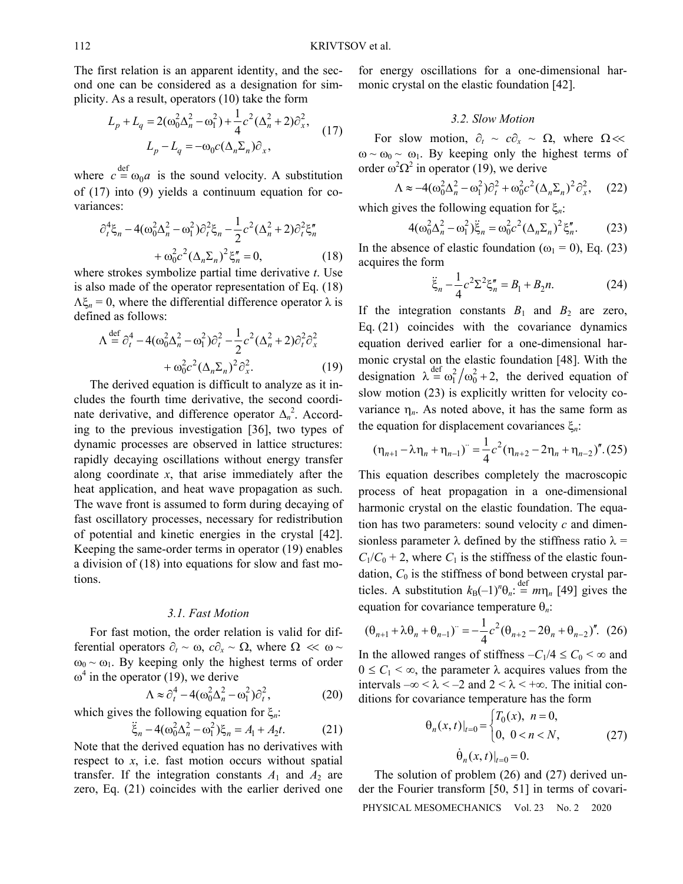The first relation is an apparent identity, and the second one can be considered as a designation for simplicity. As a result, operators (10) take the form

$$L_p + L_q = 2(\omega_0^2\Delta_n^2 - \omega_1^2) + \frac{1}{4}c^2(\Delta_n^2 + 2)\partial_x^2,$$
$$L_p - L_q = -\omega_0 c(\Delta_n\Sigma_n)\partial_x, \tag{17}$$

where $c \overset{\text{def}}{=} \omega_0 a$ is the sound velocity. A substitution of (17) into (9) yields a continuum equation for covariances:

$$\partial_t^4\xi_n - 4(\omega_0^2\Delta_n^2 - \omega_1^2)\partial_t^2\xi_n - \frac{1}{2}c^2(\Delta_n^2 + 2)\partial_t^2\xi_n''$$
$$+ \omega_0^2c^2(\Delta_n\Sigma_n)^2\xi_n'' = 0, \tag{18}$$

where strokes symbolize partial time derivative $t$. Use is also made of the operator representation of Eq. (18) $\Lambda\xi_n = 0$, where the differential difference operator $\lambda$ is defined as follows:

$$\Lambda \overset{\text{def}}{=} \partial_t^4 - 4(\omega_0^2\Delta_n^2 - \omega_1^2)\partial_t^2 - \frac{1}{2}c^2(\Delta_n^2 + 2)\partial_t^2\partial_x^2$$
$$+ \omega_0^2c^2(\Delta_n\Sigma_n)^2\partial_x^2. \tag{19}$$

The derived equation is difficult to analyze as it includes the fourth time derivative, the second coordinate derivative, and difference operator $\Delta_n^2$. According to the previous investigation [36], two types of dynamic processes are observed in lattice structures: rapidly decaying oscillations without energy transfer along coordinate $x$, that arise immediately after the heat application, and heat wave propagation as such. The wave front is assumed to form during decaying of fast oscillatory processes, necessary for redistribution of potential and kinetic energies in the crystal [42]. Keeping the same-order terms in operator (19) enables a division of (18) into equations for slow and fast motions.

### 3.1. Fast Motion

For fast motion, the order relation is valid for differential operators $\partial_t \sim \omega$, $c\partial_x \sim \Omega$, where $\Omega \ll \omega \sim \omega_0 \sim \omega_1$. By keeping only the highest terms of order $\omega^4$ in the operator (19), we derive

$$\Lambda \approx \partial_t^4 - 4(\omega_0^2\Delta_n^2 - \omega_1^2)\partial_t^2, \tag{20}$$

which gives the following equation for $\xi_n$:

$$\ddot{\xi}_n - 4(\omega_0^2\Delta_n^2 - \omega_1^2)\xi_n = A_1 + A_2 t. \tag{21}$$

Note that the derived equation has no derivatives with respect to $x$, i.e. fast motion occurs without spatial transfer. If the integration constants $A_1$ and $A_2$ are zero, Eq. (21) coincides with the earlier derived one for energy oscillations for a one-dimensional harmonic crystal on the elastic foundation [42].

### 3.2. Slow Motion

For slow motion, $\partial_t \sim c\partial_x \sim \Omega$, where $\Omega \ll \omega \sim \omega_0 \sim \omega_1$. By keeping only the highest terms of order $\omega^2\Omega^2$ in operator (19), we derive

$$\Lambda \approx -4(\omega_0^2\Delta_n^2 - \omega_1^2)\partial_t^2 + \omega_0^2c^2(\Delta_n\Sigma_n)^2\partial_x^2, \tag{22}$$

which gives the following equation for $\xi_n$:

$$4(\omega_0^2\Delta_n^2 - \omega_1^2)\ddot{\xi}_n = \omega_0^2c^2(\Delta_n\Sigma_n)^2\xi_n''. \tag{23}$$

In the absence of elastic foundation ($\omega_1 = 0$), Eq. (23) acquires the form

$$\ddot{\xi}_n - \frac{1}{4}c^2\Sigma^2\xi_n'' = B_1 + B_2 n. \tag{24}$$

If the integration constants $B_1$ and $B_2$ are zero, Eq. (21) coincides with the covariance dynamics equation derived earlier for a one-dimensional harmonic crystal on the elastic foundation [48]. With the designation $\lambda \overset{\text{def}}{=} \omega_1^2/\omega_0^2 + 2$, the derived equation of slow motion (23) is explicitly written for velocity covariance $\eta_n$. As noted above, it has the same form as the equation for displacement covariances $\xi_n$:

$$(\eta_{n+1} - \lambda\eta_n + \eta_{n-1})^{\cdot\cdot} = \frac{1}{4}c^2(\eta_{n+2} - 2\eta_n + \eta_{n-2})''. \tag{25}$$

This equation describes completely the macroscopic process of heat propagation in a one-dimensional harmonic crystal on the elastic foundation. The equation has two parameters: sound velocity $c$ and dimensionless parameter $\lambda$ defined by the stiffness ratio $\lambda = C_1/C_0 + 2$, where $C_1$ is the stiffness of the elastic foundation, $C_0$ is the stiffness of bond between crystal particles. A substitution $k_B(-1)^n\theta_n \overset{\text{def}}{=} m\eta_n$ [49] gives the equation for covariance temperature $\theta_n$:

$$(\theta_{n+1} + \lambda\theta_n + \theta_{n-1})^{\cdot\cdot} = -\frac{1}{4}c^2(\theta_{n+2} - 2\theta_n + \theta_{n-2})''. \tag{26}$$

In the allowed ranges of stiffness $-C_1/4 \le C_0 < \infty$ and $0 \le C_1 < \infty$, the parameter $\lambda$ acquires values from the intervals $-\infty < \lambda < -2$ and $2 < \lambda < +\infty$. The initial conditions for covariance temperature has the form

$$\theta_n(x,t)|_{t=0} = \begin{cases} T_0(x), & n = 0, \\ 0, & 0 < n < N, \end{cases} \tag{27}$$
$$\dot{\theta}_n(x,t)|_{t=0} = 0.$$

The solution of problem (26) and (27) derived under the Fourier transform [50, 51] in terms of covari-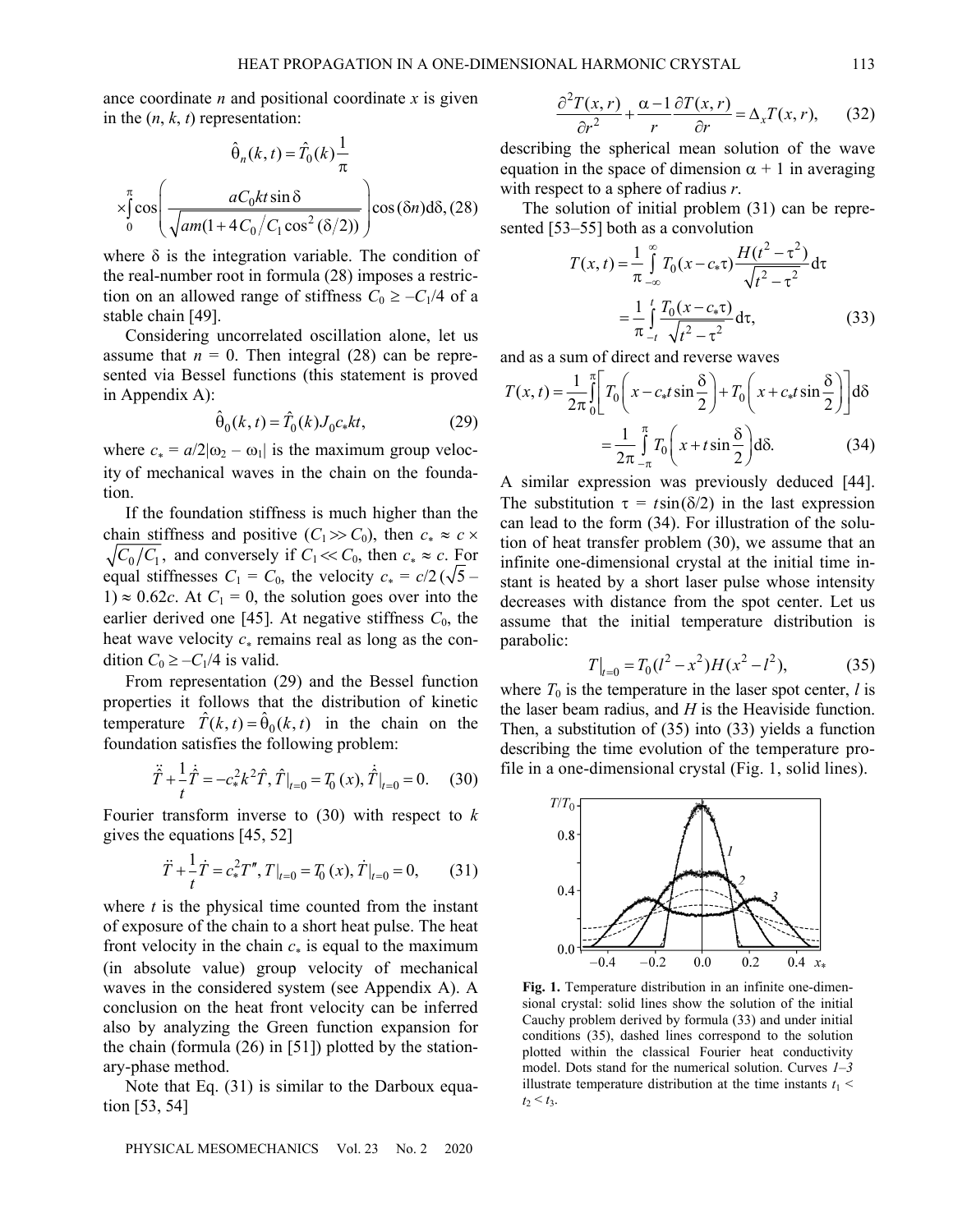ance coordinate $n$ and positional coordinate $x$ is given in the $(n, k, t)$ representation:

$$\hat{\theta}_n(k, t) = \hat{T}_0(k)\frac{1}{\pi}$$

$$\times\int_0^\pi \cos\left(\frac{aC_0 kt\sin\delta}{\sqrt{am(1+4C_0/C_1\cos^2(\delta/2))}}\right)\cos(\delta n)\mathrm{d}\delta, \quad (28)$$

where $\delta$ is the integration variable. The condition of the real-number root in formula (28) imposes a restriction on an allowed range of stiffness $C_0 \geq -C_1/4$ of a stable chain [49].

Considering uncorrelated oscillation alone, let us assume that $n = 0$. Then integral (28) can be represented via Bessel functions (this statement is proved in Appendix A):

$$\hat{\theta}_0(k, t) = \hat{T}_0(k)J_0 c_* kt, \quad (29)$$

where $c_* = a/2|\omega_2 - \omega_1|$ is the maximum group velocity of mechanical waves in the chain on the foundation.

If the foundation stiffness is much higher than the chain stiffness and positive ($C_1 \gg C_0$), then $c_* \approx c \times \sqrt{C_0/C_1}$, and conversely if $C_1 \ll C_0$, then $c_* \approx c$. For equal stiffnesses $C_1 = C_0$, the velocity $c_* = c/2(\sqrt{5} - 1) \approx 0.62c$. At $C_1 = 0$, the solution goes over into the earlier derived one [45]. At negative stiffness $C_0$, the heat wave velocity $c_*$ remains real as long as the condition $C_0 \geq -C_1/4$ is valid.

From representation (29) and the Bessel function properties it follows that the distribution of kinetic temperature $\hat{T}(k, t) = \hat{\theta}_0(k, t)$ in the chain on the foundation satisfies the following problem:

$$\ddot{\hat{T}} + \frac{1}{t}\dot{\hat{T}} = -c_*^2 k^2 \hat{T}, \hat{T}|_{t=0} = T_0(x), \dot{\hat{T}}|_{t=0} = 0. \quad (30)$$

Fourier transform inverse to (30) with respect to $k$ gives the equations [45, 52]

$$\ddot{T} + \frac{1}{t}\dot{T} = c_*^2 T'', T|_{t=0} = T_0(x), \dot{T}|_{t=0} = 0, \quad (31)$$

where $t$ is the physical time counted from the instant of exposure of the chain to a short heat pulse. The heat front velocity in the chain $c_*$ is equal to the maximum (in absolute value) group velocity of mechanical waves in the considered system (see Appendix A). A conclusion on the heat front velocity can be inferred also by analyzing the Green function expansion for the chain (formula (26) in [51]) plotted by the stationary-phase method.

Note that Eq. (31) is similar to the Darboux equation [53, 54]

$$\frac{\partial^2 T(x, r)}{\partial r^2} + \frac{\alpha - 1}{r}\frac{\partial T(x, r)}{\partial r} = \Delta_x T(x, r), \quad (32)$$

describing the spherical mean solution of the wave equation in the space of dimension $\alpha + 1$ in averaging with respect to a sphere of radius $r$.

The solution of initial problem (31) can be represented [53–55] both as a convolution

$$T(x, t) = \frac{1}{\pi}\int_{-\infty}^{\infty} T_0(x - c_*\tau)\frac{H(t^2 - \tau^2)}{\sqrt{t^2 - \tau^2}}\mathrm{d}\tau$$

$$= \frac{1}{\pi}\int_{-t}^{t}\frac{T_0(x - c_*\tau)}{\sqrt{t^2 - \tau^2}}\mathrm{d}\tau, \quad (33)$$

and as a sum of direct and reverse waves

$$T(x, t) = \frac{1}{2\pi}\int_0^\pi\left[T_0\left(x - c_* t\sin\frac{\delta}{2}\right) + T_0\left(x + c_* t\sin\frac{\delta}{2}\right)\right]\mathrm{d}\delta$$

$$= \frac{1}{2\pi}\int_{-\pi}^{\pi} T_0\left(x + t\sin\frac{\delta}{2}\right)\mathrm{d}\delta. \quad (34)$$

A similar expression was previously deduced [44]. The substitution $\tau = t\sin(\delta/2)$ in the last expression can lead to the form (34). For illustration of the solution of heat transfer problem (30), we assume that an infinite one-dimensional crystal at the initial time instant is heated by a short laser pulse whose intensity decreases with distance from the spot center. Let us assume that the initial temperature distribution is parabolic:

$$T|_{t=0} = T_0(l^2 - x^2)H(x^2 - l^2), \quad (35)$$

where $T_0$ is the temperature in the laser spot center, $l$ is the laser beam radius, and $H$ is the Heaviside function. Then, a substitution of (35) into (33) yields a function describing the time evolution of the temperature profile in a one-dimensional crystal (Fig. 1, solid lines).

**Fig. 1.** Temperature distribution in an infinite one-dimensional crystal: solid lines show the solution of the initial Cauchy problem derived by formula (33) and under initial conditions (35), dashed lines correspond to the solution plotted within the classical Fourier heat conductivity model. Dots stand for the numerical solution. Curves *1–3* illustrate temperature distribution at the time instants $t_1 < t_2 < t_3$.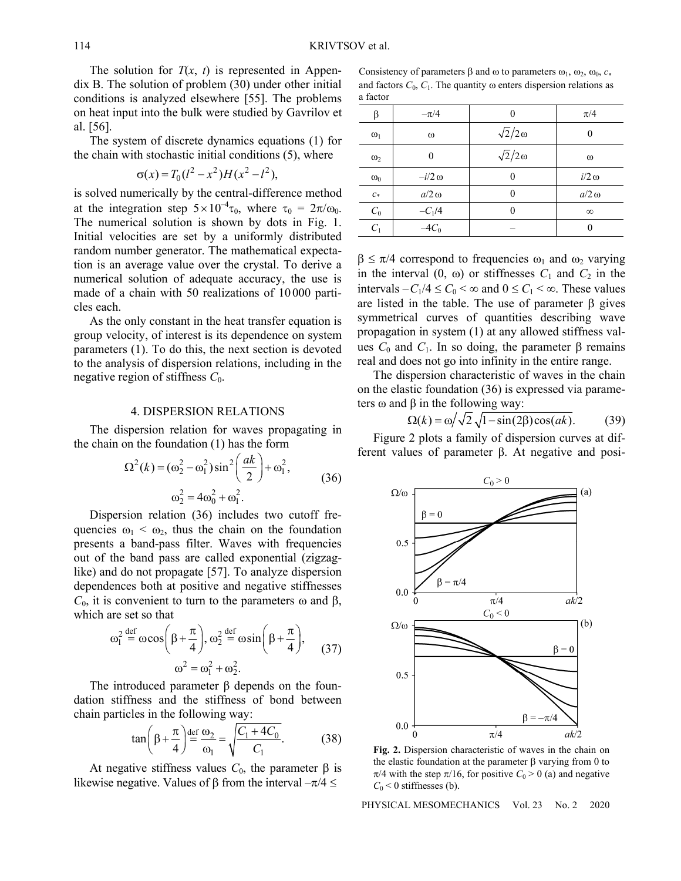The solution for $T(x, t)$ is represented in Appendix B. The solution of problem (30) under other initial conditions is analyzed elsewhere [55]. The problems on heat input into the bulk were studied by Gavrilov et al. [56].

The system of discrete dynamics equations (1) for the chain with stochastic initial conditions (5), where

$$\sigma(x) = T_0(l^2 - x^2)H(x^2 - l^2),$$

is solved numerically by the central-difference method at the integration step $5 \times 10^{-4}\tau_0$, where $\tau_0 = 2\pi/\omega_0$. The numerical solution is shown by dots in Fig. 1. Initial velocities are set by a uniformly distributed random number generator. The mathematical expectation is an average value over the crystal. To derive a numerical solution of adequate accuracy, the use is made of a chain with 50 realizations of 10 000 particles each.

As the only constant in the heat transfer equation is group velocity, of interest is its dependence on system parameters (1). To do this, the next section is devoted to the analysis of dispersion relations, including in the negative region of stiffness $C_0$.

## 4. DISPERSION RELATIONS

The dispersion relation for waves propagating in the chain on the foundation (1) has the form

$$\Omega^2(k) = (\omega_2^2 - \omega_1^2)\sin^2\left(\frac{ak}{2}\right) + \omega_1^2,$$
$$\omega_2^2 = 4\omega_0^2 + \omega_1^2. \tag{36}$$

Dispersion relation (36) includes two cutoff frequencies $\omega_1 < \omega_2$, thus the chain on the foundation presents a band-pass filter. Waves with frequencies out of the band pass are called exponential (zigzag-like) and do not propagate [57]. To analyze dispersion dependences both at positive and negative stiffnesses $C_0$, it is convenient to turn to the parameters $\omega$ and $\beta$, which are set so that

$$\omega_1^2 \overset{\text{def}}{=} \omega\cos\left(\beta + \frac{\pi}{4}\right), \omega_2^2 \overset{\text{def}}{=} \omega\sin\left(\beta + \frac{\pi}{4}\right),$$
$$\omega^2 = \omega_1^2 + \omega_2^2. \tag{37}$$

The introduced parameter $\beta$ depends on the foundation stiffness and the stiffness of bond between chain particles in the following way:

$$\tan\left(\beta + \frac{\pi}{4}\right) \overset{\text{def}}{=} \frac{\omega_2}{\omega_1} = \sqrt{\frac{C_1 + 4C_0}{C_1}}. \tag{38}$$

At negative stiffness values $C_0$, the parameter $\beta$ is likewise negative. Values of $\beta$ from the interval $-\pi/4 \leq \beta \leq \pi/4$ correspond to frequencies $\omega_1$ and $\omega_2$ varying in the interval $(0, \omega)$ or stiffnesses $C_1$ and $C_2$ in the intervals $-C_1/4 \leq C_0 < \infty$ and $0 \leq C_1 < \infty$. These values are listed in the table. The use of parameter $\beta$ gives symmetrical curves of quantities describing wave propagation in system (1) at any allowed stiffness values $C_0$ and $C_1$. In so doing, the parameter $\beta$ remains real and does not go into infinity in the entire range.

Consistency of parameters $\beta$ and $\omega$ to parameters $\omega_1$, $\omega_2$, $\omega_0$, $c_*$ and factors $C_0$, $C_1$. The quantity $\omega$ enters dispersion relations as a factor

| $\beta$ | $-\pi/4$ | $0$ | $\pi/4$ |
|---|---|---|---|
| $\omega_1$ | $\omega$ | $\sqrt{2}/2\,\omega$ | $0$ |
| $\omega_2$ | $0$ | $\sqrt{2}/2\,\omega$ | $\omega$ |
| $\omega_0$ | $-i/2\,\omega$ | $0$ | $i/2\,\omega$ |
| $c_*$ | $a/2\,\omega$ | $0$ | $a/2\,\omega$ |
| $C_0$ | $-C_1/4$ | $0$ | $\infty$ |
| $C_1$ | $-4C_0$ | – | $0$ |

The dispersion characteristic of waves in the chain on the elastic foundation (36) is expressed via parameters $\omega$ and $\beta$ in the following way:

$$\Omega(k) = \omega/\sqrt{2}\sqrt{1 - \sin(2\beta)\cos(ak)}. \tag{39}$$

Figure 2 plots a family of dispersion curves at different values of parameter $\beta$. At negative and posi-

**Fig. 2.** Dispersion characteristic of waves in the chain on the elastic foundation at the parameter $\beta$ varying from 0 to $\pi/4$ with the step $\pi/16$, for positive $C_0 > 0$ (a) and negative $C_0 < 0$ stiffnesses (b).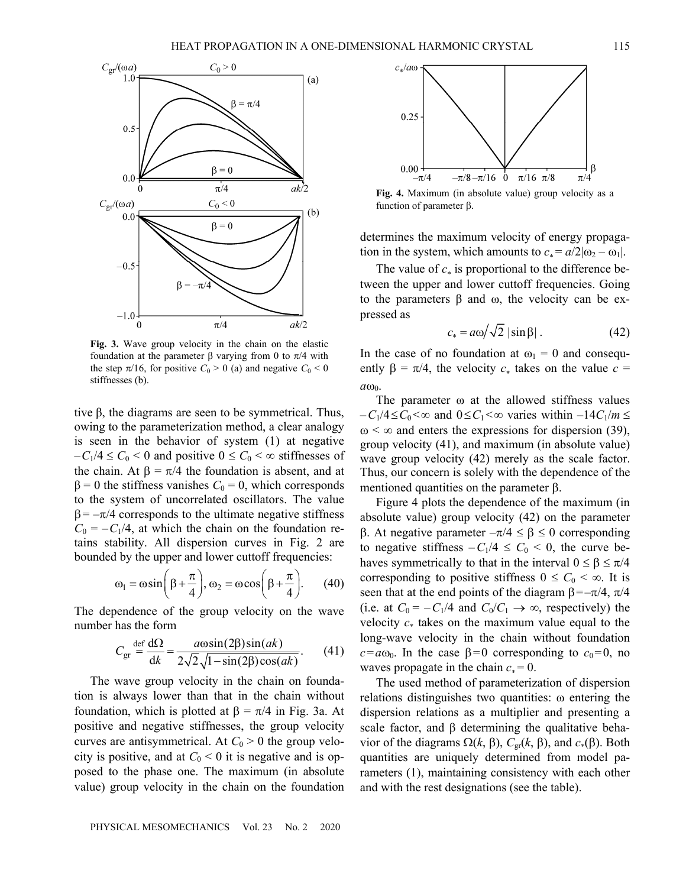Fig. 3. Wave group velocity in the chain on the elastic foundation at the parameter β varying from 0 to π/4 with the step π/16, for positive $C_0 > 0$ (a) and negative $C_0 < 0$ stiffnesses (b).

tive β, the diagrams are seen to be symmetrical. Thus, owing to the parameterization method, a clear analogy is seen in the behavior of system (1) at negative $-C_1/4 \leq C_0 < 0$ and positive $0 \leq C_0 < \infty$ stiffnesses of the chain. At $\beta = \pi/4$ the foundation is absent, and at $\beta = 0$ the stiffness vanishes $C_0 = 0$, which corresponds to the system of uncorrelated oscillators. The value $\beta = -\pi/4$ corresponds to the ultimate negative stiffness $C_0 = -C_1/4$, at which the chain on the foundation retains stability. All dispersion curves in Fig. 2 are bounded by the upper and lower cuttoff frequencies:

$$\omega_1 = \omega \sin\left(\beta + \frac{\pi}{4}\right), \omega_2 = \omega \cos\left(\beta + \frac{\pi}{4}\right). \quad (40)$$

The dependence of the group velocity on the wave number has the form

$$C_{\text{gr}} \overset{\text{def}}{=} \frac{\mathrm{d}\Omega}{\mathrm{d}k} = \frac{a\omega \sin(2\beta)\sin(ak)}{2\sqrt{2}\sqrt{1-\sin(2\beta)\cos(ak)}}. \quad (41)$$

The wave group velocity in the chain on foundation is always lower than that in the chain without foundation, which is plotted at $\beta = \pi/4$ in Fig. 3a. At positive and negative stiffnesses, the group velocity curves are antisymmetrical. At $C_0 > 0$ the group velocity is positive, and at $C_0 < 0$ it is negative and is opposed to the phase one. The maximum (in absolute value) group velocity in the chain on the foundation determines the maximum velocity of energy propagation in the system, which amounts to $c_* = a/2|\omega_2 - \omega_1|$.

The value of $c_*$ is proportional to the difference between the upper and lower cuttoff frequencies. Going to the parameters β and ω, the velocity can be expressed as

$$c_* = a\omega/\sqrt{2}\,|\sin\beta|. \quad (42)$$

In the case of no foundation at $\omega_1 = 0$ and consequently $\beta = \pi/4$, the velocity $c_*$ takes on the value $c = a\omega_0$.

The parameter ω at the allowed stiffness values $-C_1/4 \leq C_0 < \infty$ and $0 \leq C_1 < \infty$ varies within $-14C_1/m \leq \omega < \infty$ and enters the expressions for dispersion (39), group velocity (41), and maximum (in absolute value) wave group velocity (42) merely as the scale factor. Thus, our concern is solely with the dependence of the mentioned quantities on the parameter β.

Figure 4 plots the dependence of the maximum (in absolute value) group velocity (42) on the parameter β. At negative parameter $-\pi/4 \leq \beta \leq 0$ corresponding to negative stiffness $-C_1/4 \leq C_0 < 0$, the curve behaves symmetrically to that in the interval $0 \leq \beta \leq \pi/4$ corresponding to positive stiffness $0 \leq C_0 < \infty$. It is seen that at the end points of the diagram $\beta = -\pi/4, \pi/4$ (i.e. at $C_0 = -C_1/4$ and $C_0/C_1 \to \infty$, respectively) the velocity $c_*$ takes on the maximum value equal to the long-wave velocity in the chain without foundation $c = a\omega_0$. In the case $\beta = 0$ corresponding to $c_0 = 0$, no waves propagate in the chain $c_* = 0$.

Fig. 4. Maximum (in absolute value) group velocity as a function of parameter β.

The used method of parameterization of dispersion relations distinguishes two quantities: ω entering the dispersion relations as a multiplier and presenting a scale factor, and β determining the qualitative behavior of the diagrams $\Omega(k, \beta)$, $C_{\text{gr}}(k, \beta)$, and $c_*(\beta)$. Both quantities are uniquely determined from model parameters (1), maintaining consistency with each other and with the rest designations (see the table).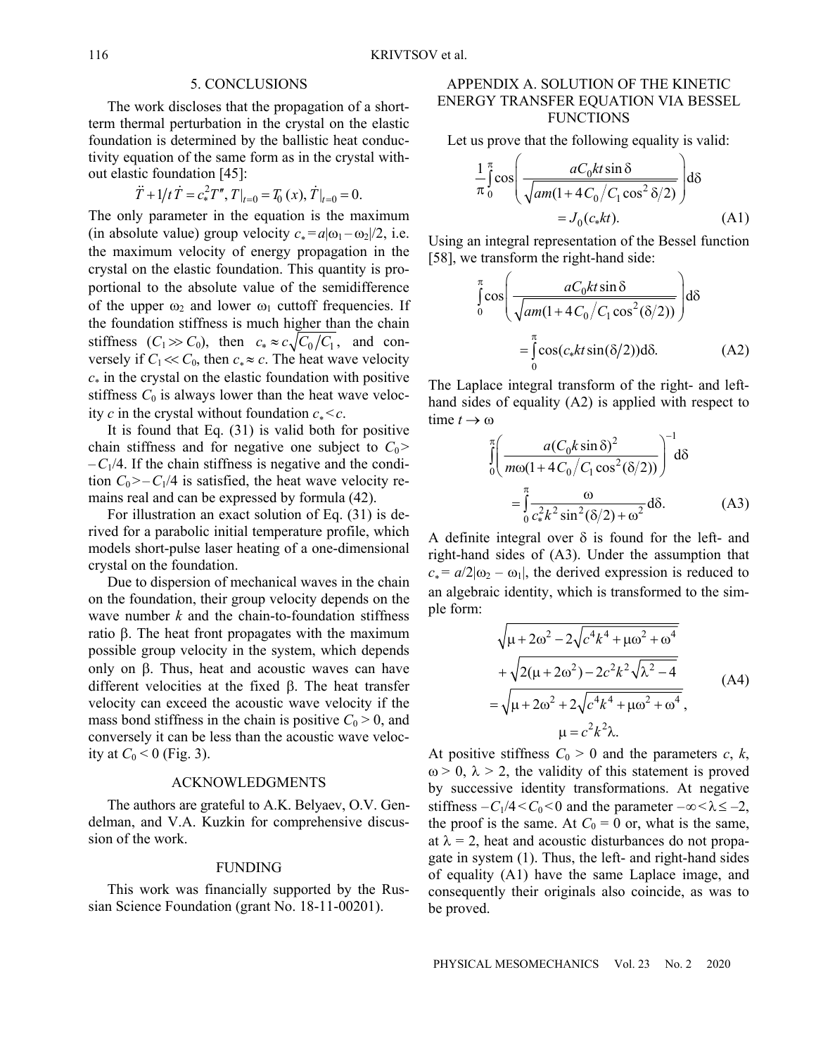## 5. CONCLUSIONS

The work discloses that the propagation of a short-term thermal perturbation in the crystal on the elastic foundation is determined by the ballistic heat conductivity equation of the same form as in the crystal without elastic foundation [45]:

$$\ddot{T} + 1/t\,\dot{T} = c_*^2 T'',\ T|_{t=0} = T_0(x),\ \dot{T}|_{t=0} = 0.$$

The only parameter in the equation is the maximum (in absolute value) group velocity $c_* = a|\omega_1 - \omega_2|/2$, i.e. the maximum velocity of energy propagation in the crystal on the elastic foundation. This quantity is proportional to the absolute value of the semidifference of the upper $\omega_2$ and lower $\omega_1$ cuttoff frequencies. If the foundation stiffness is much higher than the chain stiffness ($C_1 \gg C_0$), then $c_* \approx c\sqrt{C_0/C_1}$, and conversely if $C_1 \ll C_0$, then $c_* \approx c$. The heat wave velocity $c_*$ in the crystal on the elastic foundation with positive stiffness $C_0$ is always lower than the heat wave velocity $c$ in the crystal without foundation $c_* < c$.

It is found that Eq. (31) is valid both for positive chain stiffness and for negative one subject to $C_0 > -C_1/4$. If the chain stiffness is negative and the condition $C_0 > -C_1/4$ is satisfied, the heat wave velocity remains real and can be expressed by formula (42).

For illustration an exact solution of Eq. (31) is derived for a parabolic initial temperature profile, which models short-pulse laser heating of a one-dimensional crystal on the foundation.

Due to dispersion of mechanical waves in the chain on the foundation, their group velocity depends on the wave number $k$ and the chain-to-foundation stiffness ratio $\beta$. The heat front propagates with the maximum possible group velocity in the system, which depends only on $\beta$. Thus, heat and acoustic waves can have different velocities at the fixed $\beta$. The heat transfer velocity can exceed the acoustic wave velocity if the mass bond stiffness in the chain is positive $C_0 > 0$, and conversely it can be less than the acoustic wave velocity at $C_0 < 0$ (Fig. 3).

## ACKNOWLEDGMENTS

The authors are grateful to A.K. Belyaev, O.V. Gendelman, and V.A. Kuzkin for comprehensive discussion of the work.

## FUNDING

This work was financially supported by the Russian Science Foundation (grant No. 18-11-00201).

## APPENDIX A. SOLUTION OF THE KINETIC ENERGY TRANSFER EQUATION VIA BESSEL FUNCTIONS

Let us prove that the following equality is valid:

$$\frac{1}{\pi}\int_0^\pi \cos\left(\frac{aC_0 kt\sin\delta}{\sqrt{am(1+4C_0/C_1\cos^2\delta/2)}}\right)\mathrm{d}\delta = J_0(c_* kt). \tag{A1}$$

Using an integral representation of the Bessel function [58], we transform the right-hand side:

$$\int_0^\pi \cos\left(\frac{aC_0 kt\sin\delta}{\sqrt{am(1+4C_0/C_1\cos^2(\delta/2))}}\right)\mathrm{d}\delta = \int_0^\pi \cos(c_* kt\sin(\delta/2))\mathrm{d}\delta. \tag{A2}$$

The Laplace integral transform of the right- and left-hand sides of equality (A2) is applied with respect to time $t \to \omega$

$$\int_0^\pi \left(\frac{a(C_0 k\sin\delta)^2}{m\omega(1+4C_0/C_1\cos^2(\delta/2))}\right)^{-1}\mathrm{d}\delta = \int_0^\pi \frac{\omega}{c_*^2k^2\sin^2(\delta/2)+\omega^2}\mathrm{d}\delta. \tag{A3}$$

A definite integral over $\delta$ is found for the left- and right-hand sides of (A3). Under the assumption that $c_* = a/2|\omega_2 - \omega_1|$, the derived expression is reduced to an algebraic identity, which is transformed to the simple form:

$$\begin{gathered}\sqrt{\mu + 2\omega^2 - 2\sqrt{c^4k^4 + \mu\omega^2 + \omega^4}} \\ + \sqrt{2(\mu + 2\omega^2) - 2c^2k^2\sqrt{\lambda^2 - 4}} \\ = \sqrt{\mu + 2\omega^2 + 2\sqrt{c^4k^4 + \mu\omega^2 + \omega^4}}, \\ \mu = c^2k^2\lambda.\end{gathered} \tag{A4}$$

At positive stiffness $C_0 > 0$ and the parameters $c$, $k$, $\omega > 0$, $\lambda > 2$, the validity of this statement is proved by successive identity transformations. At negative stiffness $-C_1/4 < C_0 < 0$ and the parameter $-\infty < \lambda \leq -2$, the proof is the same. At $C_0 = 0$ or, what is the same, at $\lambda = 2$, heat and acoustic disturbances do not propagate in system (1). Thus, the left- and right-hand sides of equality (A1) have the same Laplace image, and consequently their originals also coincide, as was to be proved.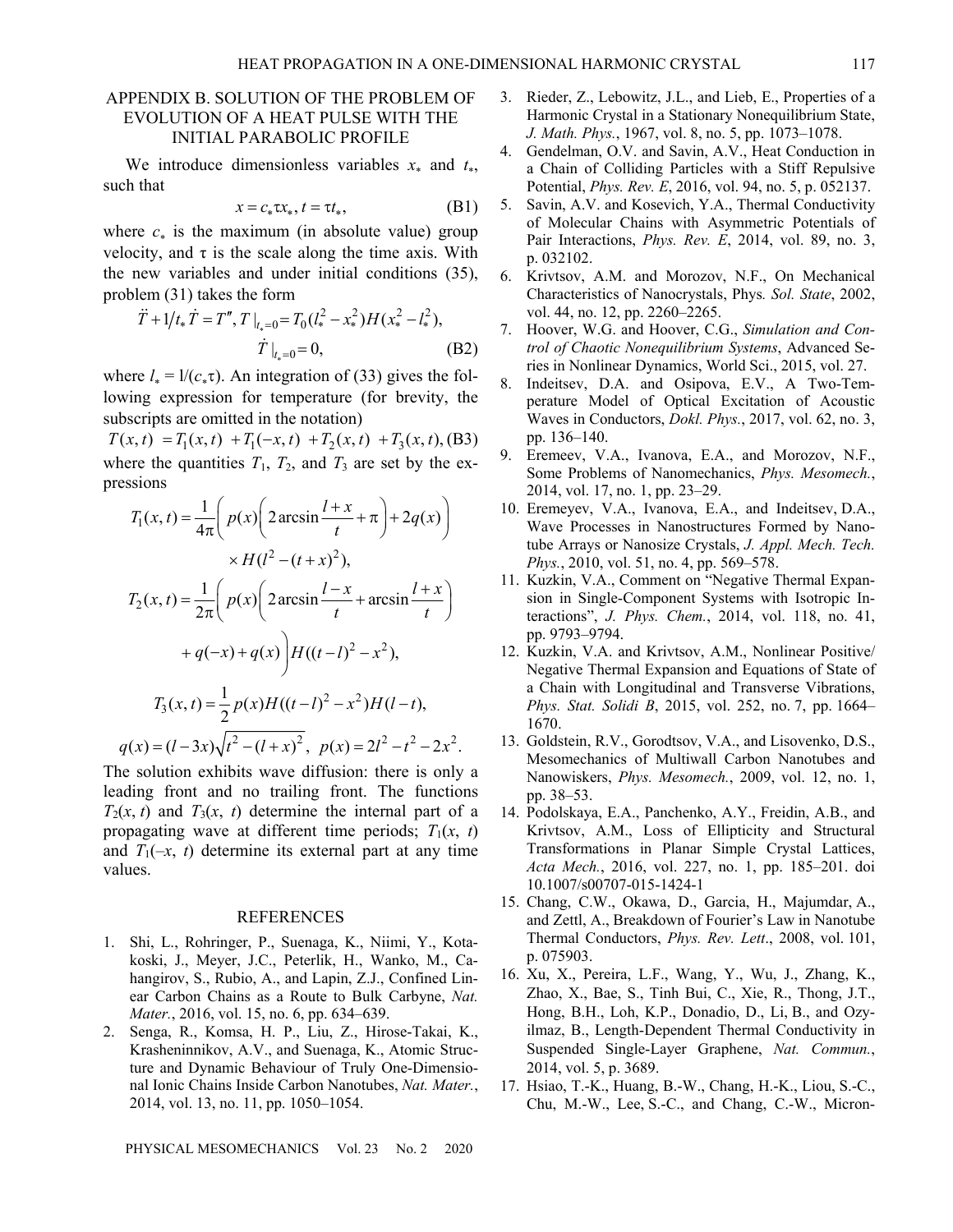## APPENDIX B. SOLUTION OF THE PROBLEM OF EVOLUTION OF A HEAT PULSE WITH THE INITIAL PARABOLIC PROFILE

We introduce dimensionless variables $x_*$ and $t_*$, such that

$$x = c_*\tau x_*,\ t = \tau t_*, \tag{B1}$$

where $c_*$ is the maximum (in absolute value) group velocity, and $\tau$ is the scale along the time axis. With the new variables and under initial conditions (35), problem (31) takes the form

$$\ddot{T} + 1/t_* \dot{T} = T'',\ T|_{t_*=0} = T_0(l_*^2 - x_*^2)H(x_*^2 - l_*^2),$$
$$\dot{T}|_{t_*=0} = 0, \tag{B2}$$

where $l_* = l/(c_*\tau)$. An integration of (33) gives the following expression for temperature (for brevity, the subscripts are omitted in the notation)

$$T(x,t) = T_1(x,t) + T_1(-x,t) + T_2(x,t) + T_3(x,t), \tag{B3}$$

where the quantities $T_1$, $T_2$, and $T_3$ are set by the expressions

$$T_1(x,t) = \frac{1}{4\pi}\left(p(x)\left(2\arcsin\frac{l+x}{t} + \pi\right) + 2q(x)\right) \times H(l^2 - (t+x)^2),$$

$$T_2(x,t) = \frac{1}{2\pi}\left(p(x)\left(2\arcsin\frac{l-x}{t} + \arcsin\frac{l+x}{t}\right) + q(-x) + q(x)\right)H((t-l)^2 - x^2),$$

$$T_3(x,t) = \frac{1}{2}p(x)H((t-l)^2 - x^2)H(l-t),$$

$$q(x) = (l-3x)\sqrt{t^2 - (l+x)^2},\quad p(x) = 2l^2 - t^2 - 2x^2.$$

The solution exhibits wave diffusion: there is only a leading front and no trailing front. The functions $T_2(x, t)$ and $T_3(x, t)$ determine the internal part of a propagating wave at different time periods; $T_1(x, t)$ and $T_1(-x, t)$ determine its external part at any time values.

## REFERENCES

1. Shi, L., Rohringer, P., Suenaga, K., Niimi, Y., Kotakoski, J., Meyer, J.C., Peterlik, H., Wanko, M., Cahangirov, S., Rubio, A., and Lapin, Z.J., Confined Linear Carbon Chains as a Route to Bulk Carbyne, *Nat. Mater.*, 2016, vol. 15, no. 6, pp. 634–639.
2. Senga, R., Komsa, H. P., Liu, Z., Hirose-Takai, K., Krasheninnikov, A.V., and Suenaga, K., Atomic Structure and Dynamic Behaviour of Truly One-Dimensional Ionic Chains Inside Carbon Nanotubes, *Nat. Mater.*, 2014, vol. 13, no. 11, pp. 1050–1054.
3. Rieder, Z., Lebowitz, J.L., and Lieb, E., Properties of a Harmonic Crystal in a Stationary Nonequilibrium State, *J. Math. Phys.*, 1967, vol. 8, no. 5, pp. 1073–1078.
4. Gendelman, O.V. and Savin, A.V., Heat Conduction in a Chain of Colliding Particles with a Stiff Repulsive Potential, *Phys. Rev. E*, 2016, vol. 94, no. 5, p. 052137.
5. Savin, A.V. and Kosevich, Y.A., Thermal Conductivity of Molecular Chains with Asymmetric Potentials of Pair Interactions, *Phys. Rev. E*, 2014, vol. 89, no. 3, p. 032102.
6. Krivtsov, A.M. and Morozov, N.F., On Mechanical Characteristics of Nanocrystals, Phys*. Sol. State*, 2002, vol. 44, no. 12, pp. 2260–2265.
7. Hoover, W.G. and Hoover, C.G., *Simulation and Control of Chaotic Nonequilibrium Systems*, Advanced Series in Nonlinear Dynamics, World Sci., 2015, vol. 27.
8. Indeitsev, D.A. and Osipova, E.V., A Two-Temperature Model of Optical Excitation of Acoustic Waves in Conductors, *Dokl. Phys.*, 2017, vol. 62, no. 3, pp. 136–140.
9. Eremeev, V.A., Ivanova, E.A., and Morozov, N.F., Some Problems of Nanomechanics, *Phys. Mesomech.*, 2014, vol. 17, no. 1, pp. 23–29.
10. Eremeyev, V.A., Ivanova, E.A., and Indeitsev, D.A., Wave Processes in Nanostructures Formed by Nanotube Arrays or Nanosize Crystals, *J. Appl. Mech. Tech. Phys.*, 2010, vol. 51, no. 4, pp. 569–578.
11. Kuzkin, V.A., Comment on "Negative Thermal Expansion in Single-Component Systems with Isotropic Interactions", *J. Phys. Chem.*, 2014, vol. 118, no. 41, pp. 9793–9794.
12. Kuzkin, V.A. and Krivtsov, A.M., Nonlinear Positive/Negative Thermal Expansion and Equations of State of a Chain with Longitudinal and Transverse Vibrations, *Phys. Stat. Solidi B*, 2015, vol. 252, no. 7, pp. 1664–1670.
13. Goldstein, R.V., Gorodtsov, V.A., and Lisovenko, D.S., Mesomechanics of Multiwall Carbon Nanotubes and Nanowiskers, *Phys. Mesomech.*, 2009, vol. 12, no. 1, pp. 38–53.
14. Podolskaya, E.A., Panchenko, A.Y., Freidin, A.B., and Krivtsov, A.M., Loss of Ellipticity and Structural Transformations in Planar Simple Crystal Lattices, *Acta Mech.*, 2016, vol. 227, no. 1, pp. 185–201. doi 10.1007/s00707-015-1424-1
15. Chang, C.W., Okawa, D., Garcia, H., Majumdar, A., and Zettl, A., Breakdown of Fourier's Law in Nanotube Thermal Conductors, *Phys. Rev. Lett*., 2008, vol. 101, p. 075903.
16. Xu, X., Pereira, L.F., Wang, Y., Wu, J., Zhang, K., Zhao, X., Bae, S., Tinh Bui, C., Xie, R., Thong, J.T., Hong, B.H., Loh, K.P., Donadio, D., Li, B., and Ozyilmaz, B., Length-Dependent Thermal Conductivity in Suspended Single-Layer Graphene, *Nat. Commun.*, 2014, vol. 5, p. 3689.
17. Hsiao, T.-K., Huang, B.-W., Chang, H.-K., Liou, S.-C., Chu, M.-W., Lee, S.-C., and Chang, C.-W., Micron-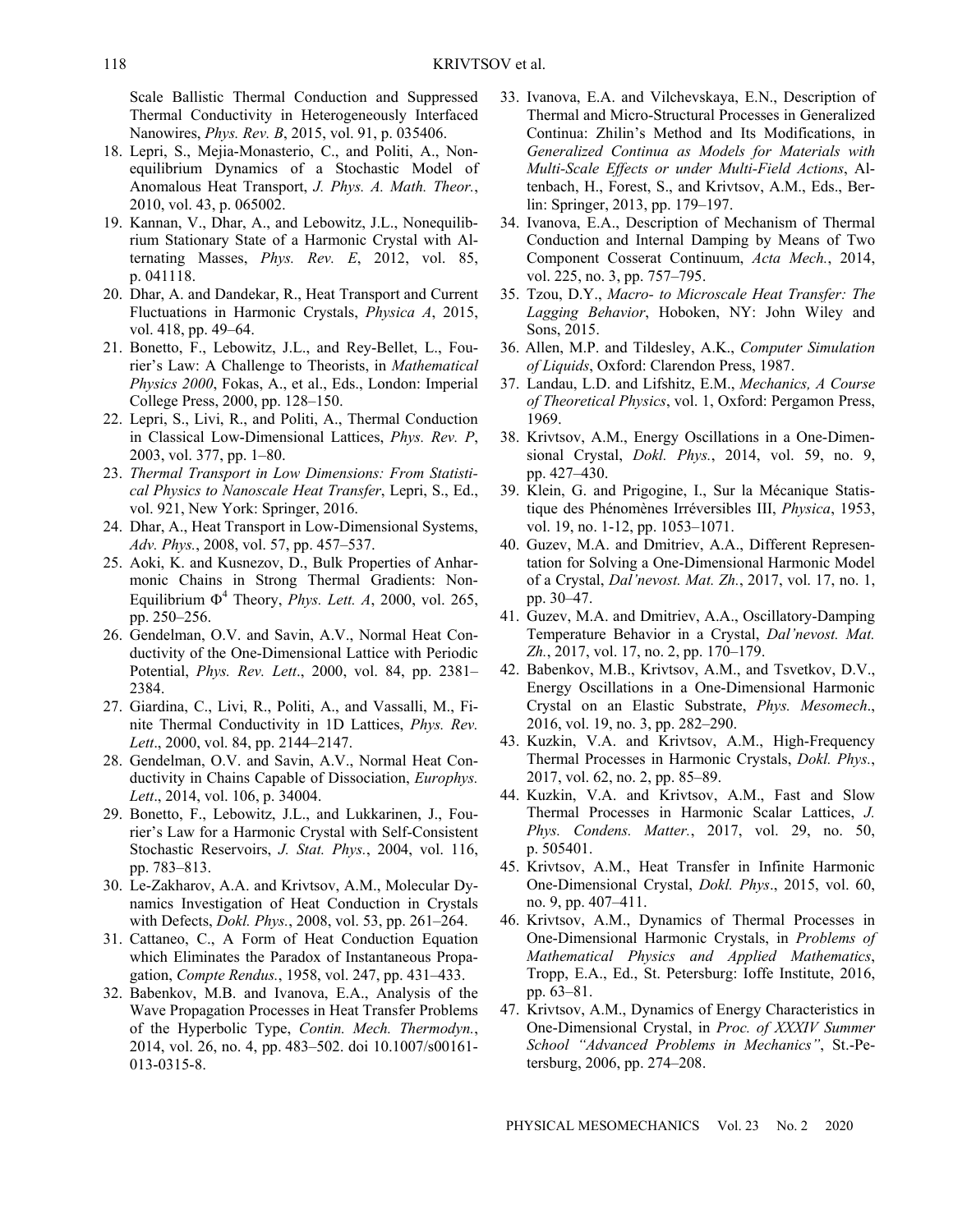Scale Ballistic Thermal Conduction and Suppressed Thermal Conductivity in Heterogeneously Interfaced Nanowires, *Phys. Rev. B*, 2015, vol. 91, p. 035406.

18. Lepri, S., Mejia-Monasterio, C., and Politi, A., Nonequilibrium Dynamics of a Stochastic Model of Anomalous Heat Transport, *J. Phys. A. Math. Theor.*, 2010, vol. 43, p. 065002.
19. Kannan, V., Dhar, A., and Lebowitz, J.L., Nonequilibrium Stationary State of a Harmonic Crystal with Alternating Masses, *Phys. Rev. E*, 2012, vol. 85, p. 041118.
20. Dhar, A. and Dandekar, R., Heat Transport and Current Fluctuations in Harmonic Crystals, *Physica A*, 2015, vol. 418, pp. 49–64.
21. Bonetto, F., Lebowitz, J.L., and Rey-Bellet, L., Fourier's Law: A Challenge to Theorists, in *Mathematical Physics 2000*, Fokas, A., et al., Eds., London: Imperial College Press, 2000, pp. 128–150.
22. Lepri, S., Livi, R., and Politi, A., Thermal Conduction in Classical Low-Dimensional Lattices, *Phys. Rev. P*, 2003, vol. 377, pp. 1–80.
23. *Thermal Transport in Low Dimensions: From Statistical Physics to Nanoscale Heat Transfer*, Lepri, S., Ed., vol. 921, New York: Springer, 2016.
24. Dhar, A., Heat Transport in Low-Dimensional Systems, *Adv. Phys.*, 2008, vol. 57, pp. 457–537.
25. Aoki, K. and Kusnezov, D., Bulk Properties of Anharmonic Chains in Strong Thermal Gradients: Non-Equilibrium $\Phi^4$ Theory, *Phys. Lett. A*, 2000, vol. 265, pp. 250–256.
26. Gendelman, O.V. and Savin, A.V., Normal Heat Conductivity of the One-Dimensional Lattice with Periodic Potential, *Phys. Rev. Lett*., 2000, vol. 84, pp. 2381–2384.
27. Giardina, C., Livi, R., Politi, A., and Vassalli, M., Finite Thermal Conductivity in 1D Lattices, *Phys. Rev. Lett*., 2000, vol. 84, pp. 2144–2147.
28. Gendelman, O.V. and Savin, A.V., Normal Heat Conductivity in Chains Capable of Dissociation, *Europhys. Lett*., 2014, vol. 106, p. 34004.
29. Bonetto, F., Lebowitz, J.L., and Lukkarinen, J., Fourier's Law for a Harmonic Crystal with Self-Consistent Stochastic Reservoirs, *J. Stat. Phys.*, 2004, vol. 116, pp. 783–813.
30. Le-Zakharov, A.A. and Krivtsov, A.M., Molecular Dynamics Investigation of Heat Conduction in Crystals with Defects, *Dokl. Phys.*, 2008, vol. 53, pp. 261–264.
31. Cattaneo, C., A Form of Heat Conduction Equation which Eliminates the Paradox of Instantaneous Propagation, *Compte Rendus.*, 1958, vol. 247, pp. 431–433.
32. Babenkov, M.B. and Ivanova, E.A., Analysis of the Wave Propagation Processes in Heat Transfer Problems of the Hyperbolic Type, *Contin. Mech. Thermodyn.*, 2014, vol. 26, no. 4, pp. 483–502. doi 10.1007/s00161-013-0315-8.
33. Ivanova, E.A. and Vilchevskaya, E.N., Description of Thermal and Micro-Structural Processes in Generalized Continua: Zhilin's Method and Its Modifications, in *Generalized Continua as Models for Materials with Multi-Scale Effects or under Multi-Field Actions*, Altenbach, H., Forest, S., and Krivtsov, A.M., Eds., Berlin: Springer, 2013, pp. 179–197.
34. Ivanova, E.A., Description of Mechanism of Thermal Conduction and Internal Damping by Means of Two Component Cosserat Continuum, *Acta Mech.*, 2014, vol. 225, no. 3, pp. 757–795.
35. Tzou, D.Y., *Macro- to Microscale Heat Transfer: The Lagging Behavior*, Hoboken, NY: John Wiley and Sons, 2015.
36. Allen, M.P. and Tildesley, A.K., *Computer Simulation of Liquids*, Oxford: Clarendon Press, 1987.
37. Landau, L.D. and Lifshitz, E.M., *Mechanics, A Course of Theoretical Physics*, vol. 1, Oxford: Pergamon Press, 1969.
38. Krivtsov, A.M., Energy Oscillations in a One-Dimensional Crystal, *Dokl. Phys.*, 2014, vol. 59, no. 9, pp. 427–430.
39. Klein, G. and Prigogine, I., Sur la Mécanique Statistique des Phénomènes Irréversibles III, *Physica*, 1953, vol. 19, no. 1-12, pp. 1053–1071.
40. Guzev, M.A. and Dmitriev, A.A., Different Representation for Solving a One-Dimensional Harmonic Model of a Crystal, *Dal'nevost. Mat. Zh.*, 2017, vol. 17, no. 1, pp. 30–47.
41. Guzev, M.A. and Dmitriev, A.A., Oscillatory-Damping Temperature Behavior in a Crystal, *Dal'nevost. Mat. Zh.*, 2017, vol. 17, no. 2, pp. 170–179.
42. Babenkov, M.B., Krivtsov, A.M., and Tsvetkov, D.V., Energy Oscillations in a One-Dimensional Harmonic Crystal on an Elastic Substrate, *Phys. Mesomech*., 2016, vol. 19, no. 3, pp. 282–290.
43. Kuzkin, V.A. and Krivtsov, A.M., High-Frequency Thermal Processes in Harmonic Crystals, *Dokl. Phys.*, 2017, vol. 62, no. 2, pp. 85–89.
44. Kuzkin, V.A. and Krivtsov, A.M., Fast and Slow Thermal Processes in Harmonic Scalar Lattices, *J. Phys. Condens. Matter.*, 2017, vol. 29, no. 50, p. 505401.
45. Krivtsov, A.M., Heat Transfer in Infinite Harmonic One-Dimensional Crystal, *Dokl. Phys*., 2015, vol. 60, no. 9, pp. 407–411.
46. Krivtsov, A.M., Dynamics of Thermal Processes in One-Dimensional Harmonic Crystals, in *Problems of Mathematical Physics and Applied Mathematics*, Tropp, E.A., Ed., St. Petersburg: Ioffe Institute, 2016, pp. 63–81.
47. Krivtsov, A.M., Dynamics of Energy Characteristics in One-Dimensional Crystal, in *Proc. of XXXIV Summer School "Advanced Problems in Mechanics"*, St.-Petersburg, 2006, pp. 274–208.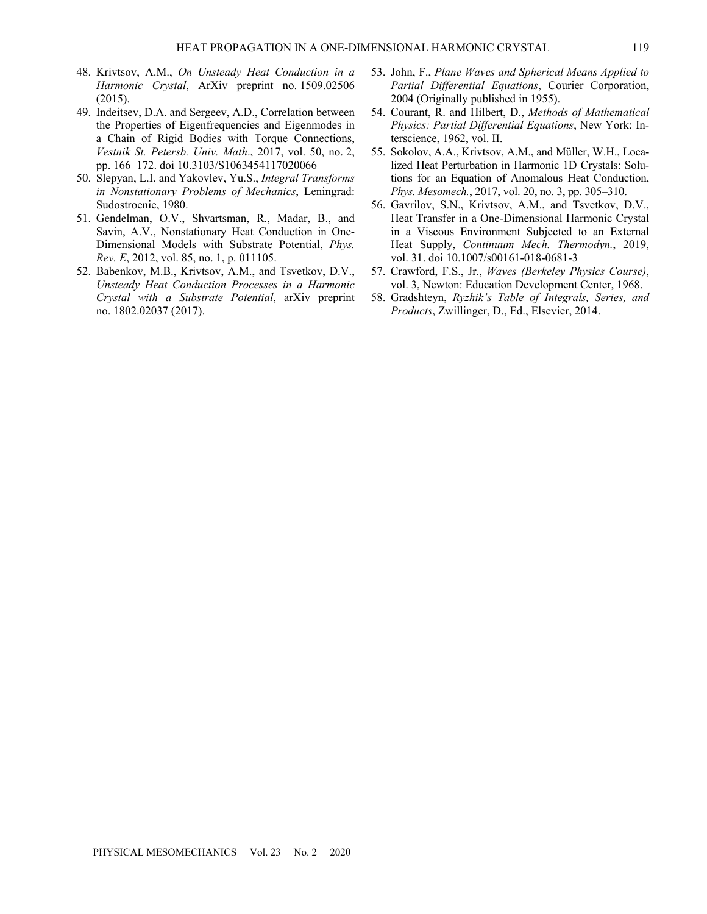48. Krivtsov, A.M., *On Unsteady Heat Conduction in a Harmonic Crystal*, ArXiv preprint no. 1509.02506 (2015).
49. Indeitsev, D.A. and Sergeev, A.D., Correlation between the Properties of Eigenfrequencies and Eigenmodes in a Chain of Rigid Bodies with Torque Connections, *Vestnik St. Petersb. Univ. Math*., 2017, vol. 50, no. 2, pp. 166–172. doi 10.3103/S1063454117020066
50. Slepyan, L.I. and Yakovlev, Yu.S., *Integral Transforms in Nonstationary Problems of Mechanics*, Leningrad: Sudostroenie, 1980.
51. Gendelman, O.V., Shvartsman, R., Madar, B., and Savin, A.V., Nonstationary Heat Conduction in One-Dimensional Models with Substrate Potential, *Phys. Rev. E*, 2012, vol. 85, no. 1, p. 011105.
52. Babenkov, M.B., Krivtsov, A.M., and Tsvetkov, D.V., *Unsteady Heat Conduction Processes in a Harmonic Crystal with a Substrate Potential*, arXiv preprint no. 1802.02037 (2017).
53. John, F., *Plane Waves and Spherical Means Applied to Partial Differential Equations*, Courier Corporation, 2004 (Originally published in 1955).
54. Courant, R. and Hilbert, D., *Methods of Mathematical Physics: Partial Differential Equations*, New York: Interscience, 1962, vol. II.
55. Sokolov, A.A., Krivtsov, A.M., and Müller, W.H., Localized Heat Perturbation in Harmonic 1D Crystals: Solutions for an Equation of Anomalous Heat Conduction, *Phys. Mesomech.*, 2017, vol. 20, no. 3, pp. 305–310.
56. Gavrilov, S.N., Krivtsov, A.M., and Tsvetkov, D.V., Heat Transfer in a One-Dimensional Harmonic Crystal in a Viscous Environment Subjected to an External Heat Supply, *Continuum Mech. Thermodyn.*, 2019, vol. 31. doi 10.1007/s00161-018-0681-3
57. Crawford, F.S., Jr., *Waves (Berkeley Physics Course)*, vol. 3, Newton: Education Development Center, 1968.
58. Gradshteyn, *Ryzhik's Table of Integrals, Series, and Products*, Zwillinger, D., Ed., Elsevier, 2014.